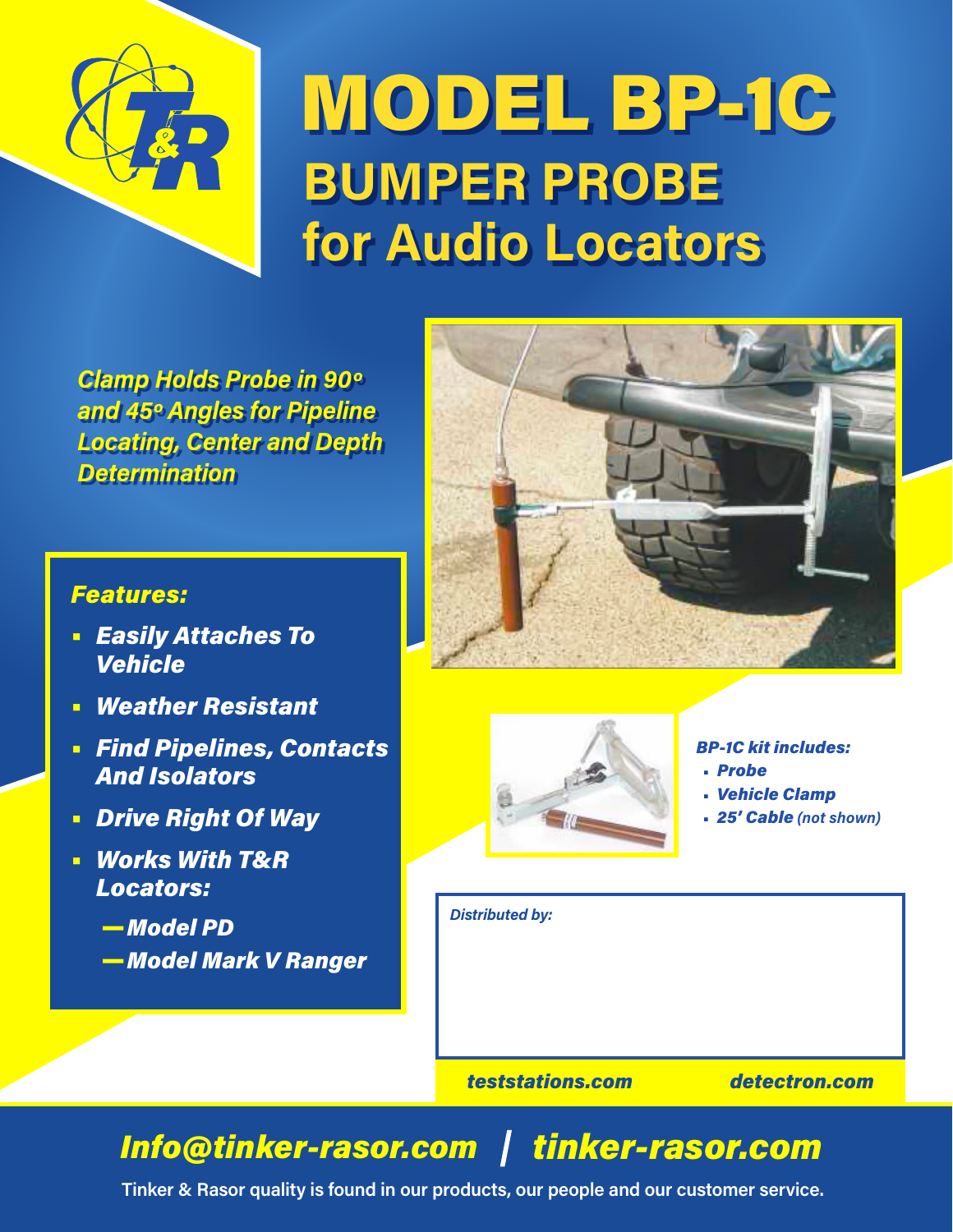# MODEL BP-1C

## BUMPER PROBE for Audio Locators

***Clamp Holds Probe in 90° and 45° Angles for Pipeline Locating, Center and Depth Determination***

### *Features:*

- ***Easily Attaches To Vehicle***
- ***Weather Resistant***
- ***Find Pipelines, Contacts And Isolators***
- ***Drive Right Of Way***
- ***Works With T&R Locators:***
  - ***—Model PD***
  - ***—Model Mark V Ranger***

***BP-1C kit includes:***

- ***Probe***
- ***Vehicle Clamp***
- ***25' Cable** (not shown)*

*Distributed by:*

***teststations.com*** ***detectron.com***

***Info@tinker-rasor.com | tinker-rasor.com***

**Tinker & Rasor quality is found in our products, our people and our customer service.**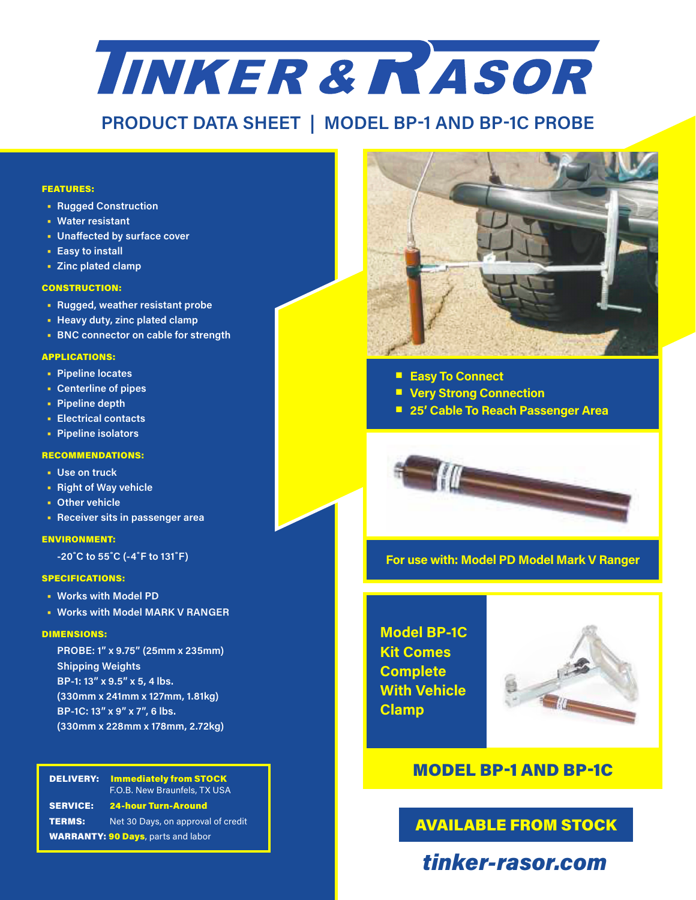# TINKER & RASOR

## PRODUCT DATA SHEET | MODEL BP-1 AND BP-1C PROBE

**FEATURES:**

- Rugged Construction
- Water resistant
- Unaffected by surface cover
- Easy to install
- Zinc plated clamp

**CONSTRUCTION:**

- Rugged, weather resistant probe
- Heavy duty, zinc plated clamp
- BNC connector on cable for strength

**APPLICATIONS:**

- Pipeline locates
- Centerline of pipes
- Pipeline depth
- Electrical contacts
- Pipeline isolators

**RECOMMENDATIONS:**

- Use on truck
- Right of Way vehicle
- Other vehicle
- Receiver sits in passenger area

**ENVIRONMENT:**

-20˚C to 55˚C (-4˚F to 131˚F)

**SPECIFICATIONS:**

- Works with Model PD
- Works with Model MARK V RANGER

**DIMENSIONS:**

PROBE: 1" x 9.75" (25mm x 235mm)
Shipping Weights
BP-1: 13" x 9.5" x 5, 4 lbs.
(330mm x 241mm x 127mm, 1.81kg)
BP-1C: 13" x 9" x 7", 6 lbs.
(330mm x 228mm x 178mm, 2.72kg)

**DELIVERY:** **Immediately from STOCK**
F.O.B. New Braunfels, TX USA
**SERVICE:** **24-hour Turn-Around**
**TERMS:** Net 30 Days, on approval of credit
**WARRANTY:** **90 Days**, parts and labor

- Easy To Connect
- Very Strong Connection
- 25' Cable To Reach Passenger Area

For use with: Model PD Model Mark V Ranger

Model BP-1C Kit Comes Complete With Vehicle Clamp

## MODEL BP-1 AND BP-1C

**AVAILABLE FROM STOCK**

*tinker-rasor.com*